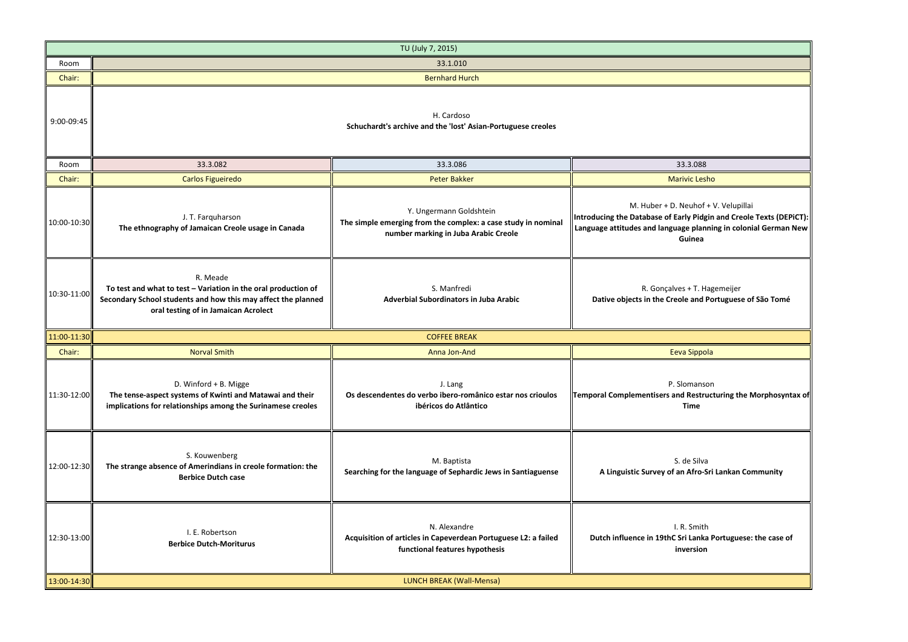| TU (July 7, 2015) | | | |
|---|---|---|---|
| Room | 33.1.010 | | |
| Chair: | Bernhard Hurch | | |
| 9:00-09:45 | H. Cardoso<br>**Schuchardt's archive and the 'lost' Asian-Portuguese creoles** | | |
| Room | 33.3.082 | 33.3.086 | 33.3.088 |
| Chair: | Carlos Figueiredo | Peter Bakker | Marivic Lesho |
| 10:00-10:30 | J. T. Farquharson<br>**The ethnography of Jamaican Creole usage in Canada** | Y. Ungermann Goldshtein<br>**The simple emerging from the complex: a case study in nominal number marking in Juba Arabic Creole** | M. Huber + D. Neuhof + V. Velupillai<br>**Introducing the Database of Early Pidgin and Creole Texts (DEPiCT): Language attitudes and language planning in colonial German New Guinea** |
| 10:30-11:00 | R. Meade<br>**To test and what to test – Variation in the oral production of Secondary School students and how this may affect the planned oral testing of in Jamaican Acrolect** | S. Manfredi<br>**Adverbial Subordinators in Juba Arabic** | R. Gonçalves + T. Hagemeijer<br>**Dative objects in the Creole and Portuguese of São Tomé** |
| 11:00-11:30 | COFFEE BREAK | | |
| Chair: | Norval Smith | Anna Jon-And | Eeva Sippola |
| 11:30-12:00 | D. Winford + B. Migge<br>**The tense-aspect systems of Kwinti and Matawai and their implications for relationships among the Surinamese creoles** | J. Lang<br>**Os descendentes do verbo ibero-românico estar nos crioulos ibéricos do Atlântico** | P. Slomanson<br>**Temporal Complementisers and Restructuring the Morphosyntax of Time** |
| 12:00-12:30 | S. Kouwenberg<br>**The strange absence of Amerindians in creole formation: the Berbice Dutch case** | M. Baptista<br>**Searching for the language of Sephardic Jews in Santiaguense** | S. de Silva<br>**A Linguistic Survey of an Afro-Sri Lankan Community** |
| 12:30-13:00 | I. E. Robertson<br>**Berbice Dutch-Moriturus** | N. Alexandre<br>**Acquisition of articles in Capeverdean Portuguese L2: a failed functional features hypothesis** | I. R. Smith<br>**Dutch influence in 19thC Sri Lanka Portuguese: the case of inversion** |
| 13:00-14:30 | LUNCH BREAK (Wall-Mensa) | | |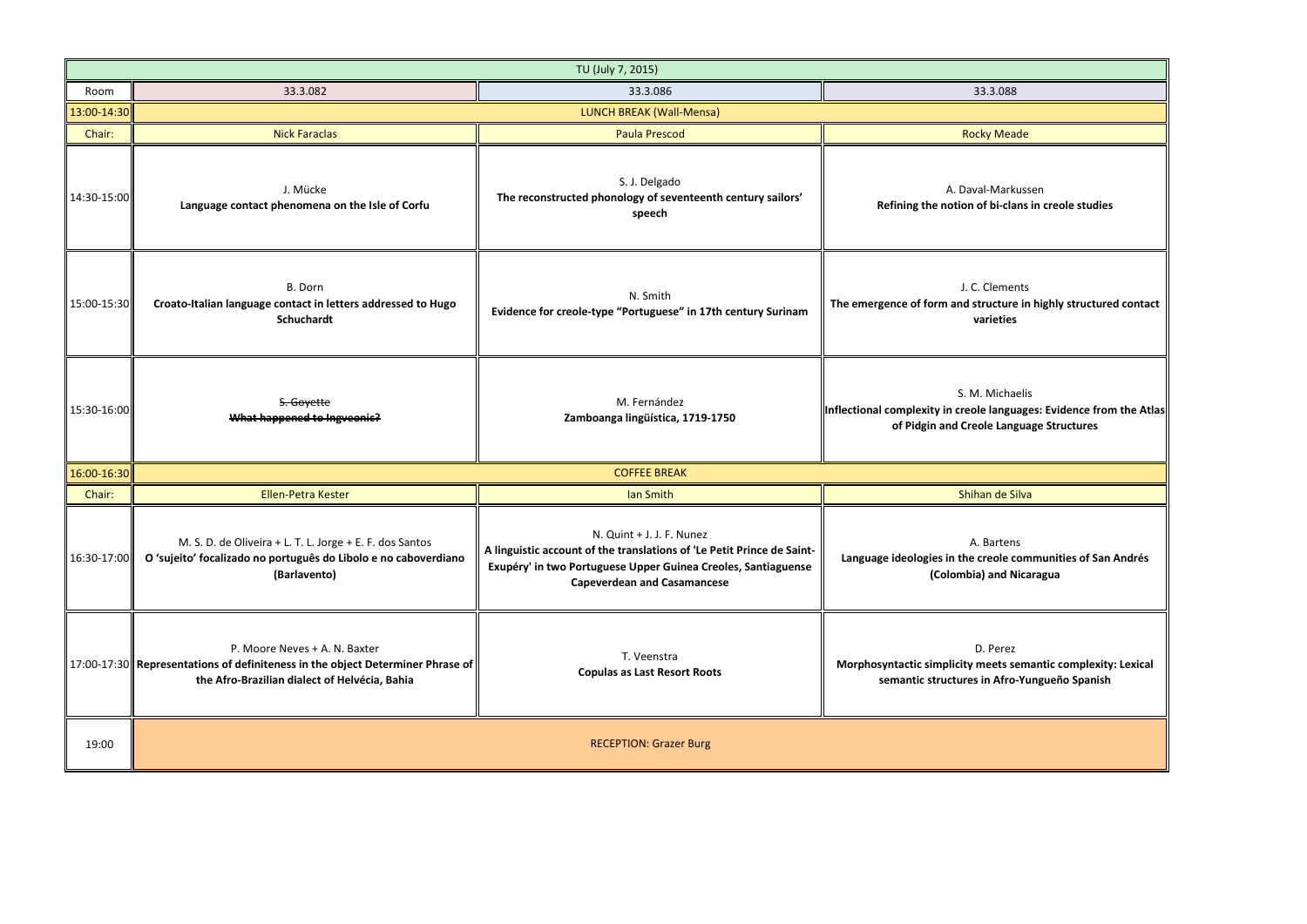| TU (July 7, 2015) | | | |
|---|---|---|---|
| Room | 33.3.082 | 33.3.086 | 33.3.088 |
| 13:00-14:30 | LUNCH BREAK (Wall-Mensa) | | |
| Chair: | Nick Faraclas | Paula Prescod | Rocky Meade |
| 14:30-15:00 | J. Mücke<br>**Language contact phenomena on the Isle of Corfu** | S. J. Delgado<br>**The reconstructed phonology of seventeenth century sailors' speech** | A. Daval-Markussen<br>**Refining the notion of bi-clans in creole studies** |
| 15:00-15:30 | B. Dorn<br>**Croato-Italian language contact in letters addressed to Hugo Schuchardt** | N. Smith<br>**Evidence for creole-type "Portuguese" in 17th century Surinam** | J. C. Clements<br>**The emergence of form and structure in highly structured contact varieties** |
| 15:30-16:00 | ~~S. Goyette~~<br>~~**What happened to Ingveonic?**~~ | M. Fernández<br>**Zamboanga lingüística, 1719-1750** | S. M. Michaelis<br>**Inflectional complexity in creole languages: Evidence from the Atlas of Pidgin and Creole Language Structures** |
| 16:00-16:30 | COFFEE BREAK | | |
| Chair: | Ellen-Petra Kester | Ian Smith | Shihan de Silva |
| 16:30-17:00 | M. S. D. de Oliveira + L. T. L. Jorge + E. F. dos Santos<br>**O 'sujeito' focalizado no português do Libolo e no caboverdiano (Barlavento)** | N. Quint + J. J. F. Nunez<br>**A linguistic account of the translations of 'Le Petit Prince de Saint-Exupéry' in two Portuguese Upper Guinea Creoles, Santiaguense Capeverdean and Casamancese** | A. Bartens<br>**Language ideologies in the creole communities of San Andrés (Colombia) and Nicaragua** |
| 17:00-17:30 | P. Moore Neves + A. N. Baxter<br>**Representations of definiteness in the object Determiner Phrase of the Afro-Brazilian dialect of Helvécia, Bahia** | T. Veenstra<br>**Copulas as Last Resort Roots** | D. Perez<br>**Morphosyntactic simplicity meets semantic complexity: Lexical semantic structures in Afro-Yungueño Spanish** |
| 19:00 | RECEPTION: Grazer Burg | | |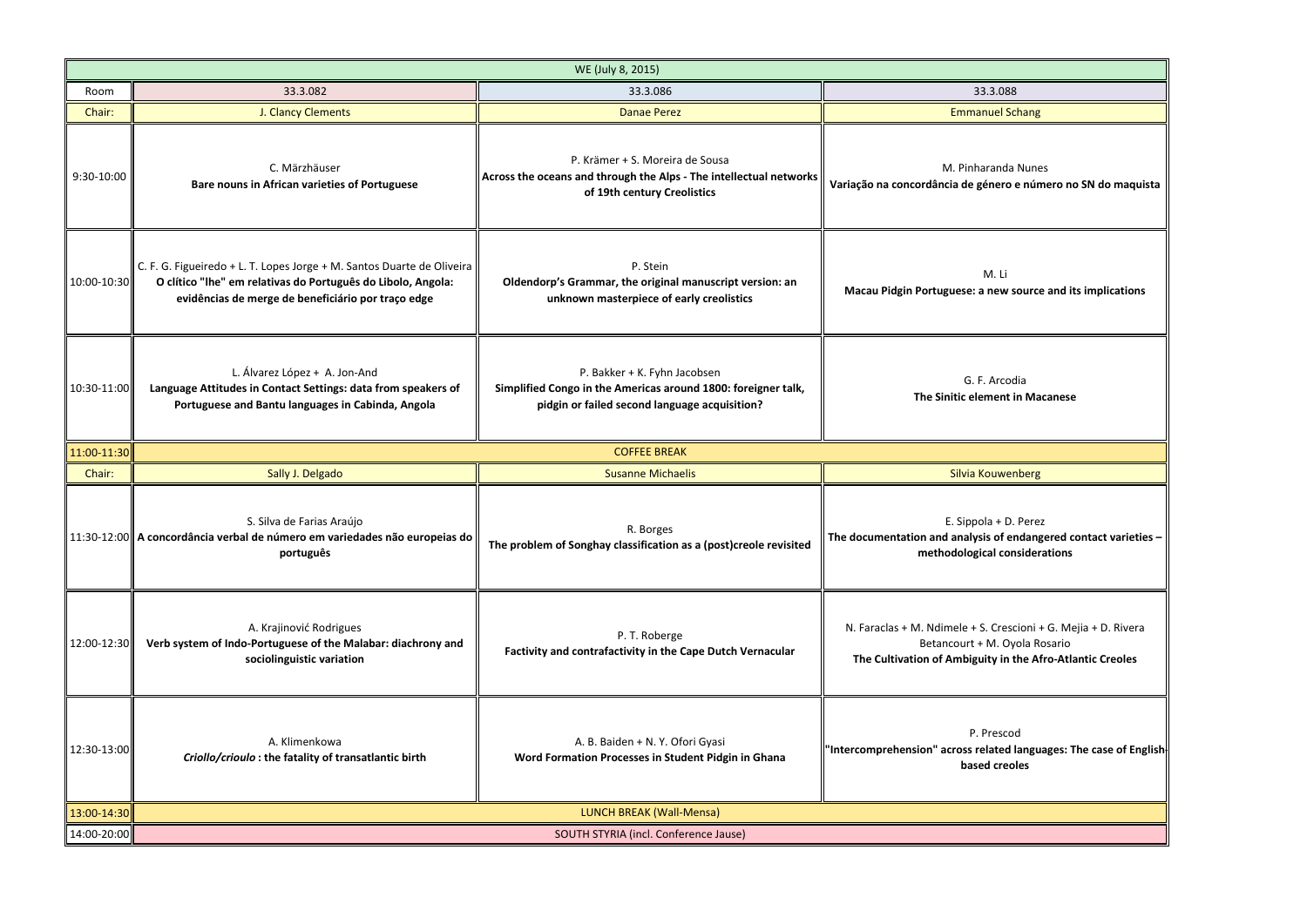| WE (July 8, 2015) | | | |
|---|---|---|---|
| Room | 33.3.082 | 33.3.086 | 33.3.088 |
| Chair: | J. Clancy Clements | Danae Perez | Emmanuel Schang |
| 9:30-10:00 | C. Märzhäuser **Bare nouns in African varieties of Portuguese** | P. Krämer + S. Moreira de Sousa **Across the oceans and through the Alps - The intellectual networks of 19th century Creolistics** | M. Pinharanda Nunes **Variação na concordância de género e número no SN do maquista** |
| 10:00-10:30 | C. F. G. Figueiredo + L. T. Lopes Jorge + M. Santos Duarte de Oliveira **O clítico "lhe" em relativas do Português do Libolo, Angola: evidências de merge de beneficiário por traço edge** | P. Stein **Oldendorp's Grammar, the original manuscript version: an unknown masterpiece of early creolistics** | M. Li **Macau Pidgin Portuguese: a new source and its implications** |
| 10:30-11:00 | L. Álvarez López + A. Jon-And **Language Attitudes in Contact Settings: data from speakers of Portuguese and Bantu languages in Cabinda, Angola** | P. Bakker + K. Fyhn Jacobsen **Simplified Congo in the Americas around 1800: foreigner talk, pidgin or failed second language acquisition?** | G. F. Arcodia **The Sinitic element in Macanese** |
| 11:00-11:30 | COFFEE BREAK | | |
| Chair: | Sally J. Delgado | Susanne Michaelis | Silvia Kouwenberg |
| 11:30-12:00 | S. Silva de Farias Araújo **A concordância verbal de número em variedades não europeias do português** | R. Borges **The problem of Songhay classification as a (post)creole revisited** | E. Sippola + D. Perez **The documentation and analysis of endangered contact varieties – methodological considerations** |
| 12:00-12:30 | A. Krajinović Rodrigues **Verb system of Indo-Portuguese of the Malabar: diachrony and sociolinguistic variation** | P. T. Roberge **Factivity and contrafactivity in the Cape Dutch Vernacular** | N. Faraclas + M. Ndimele + S. Crescioni + G. Mejia + D. Rivera Betancourt + M. Oyola Rosario **The Cultivation of Ambiguity in the Afro-Atlantic Creoles** |
| 12:30-13:00 | A. Klimenkowa ***Criollo/crioulo* : the fatality of transatlantic birth** | A. B. Baiden + N. Y. Ofori Gyasi **Word Formation Processes in Student Pidgin in Ghana** | P. Prescod **"Intercomprehension" across related languages: The case of English-based creoles** |
| 13:00-14:30 | LUNCH BREAK (Wall-Mensa) | | |
| 14:00-20:00 | SOUTH STYRIA (incl. Conference Jause) | | |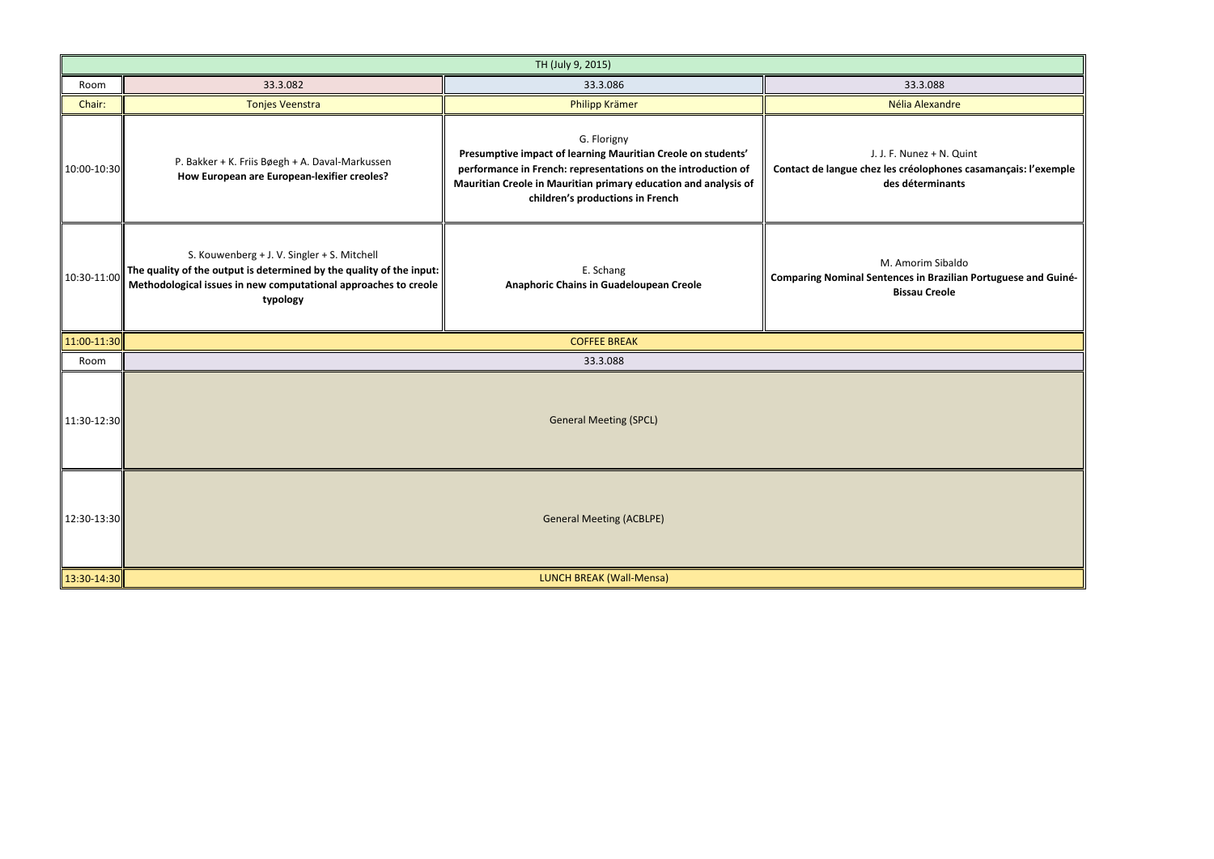| TH (July 9, 2015) | | | |
|---|---|---|---|
| Room | 33.3.082 | 33.3.086 | 33.3.088 |
| Chair: | Tonjes Veenstra | Philipp Krämer | Nélia Alexandre |
| 10:00-10:30 | P. Bakker + K. Friis Bøegh + A. Daval-Markussen **How European are European-lexifier creoles?** | G. Florigny **Presumptive impact of learning Mauritian Creole on students' performance in French: representations on the introduction of Mauritian Creole in Mauritian primary education and analysis of children's productions in French** | J. J. F. Nunez + N. Quint **Contact de langue chez les créolophones casamançais: l'exemple des déterminants** |
| 10:30-11:00 | S. Kouwenberg + J. V. Singler + S. Mitchell **The quality of the output is determined by the quality of the input: Methodological issues in new computational approaches to creole typology** | E. Schang **Anaphoric Chains in Guadeloupean Creole** | M. Amorim Sibaldo **Comparing Nominal Sentences in Brazilian Portuguese and Guiné-Bissau Creole** |
| 11:00-11:30 | COFFEE BREAK | | |
| Room | 33.3.088 | | |
| 11:30-12:30 | General Meeting (SPCL) | | |
| 12:30-13:30 | General Meeting (ACBLPE) | | |
| 13:30-14:30 | LUNCH BREAK (Wall-Mensa) | | |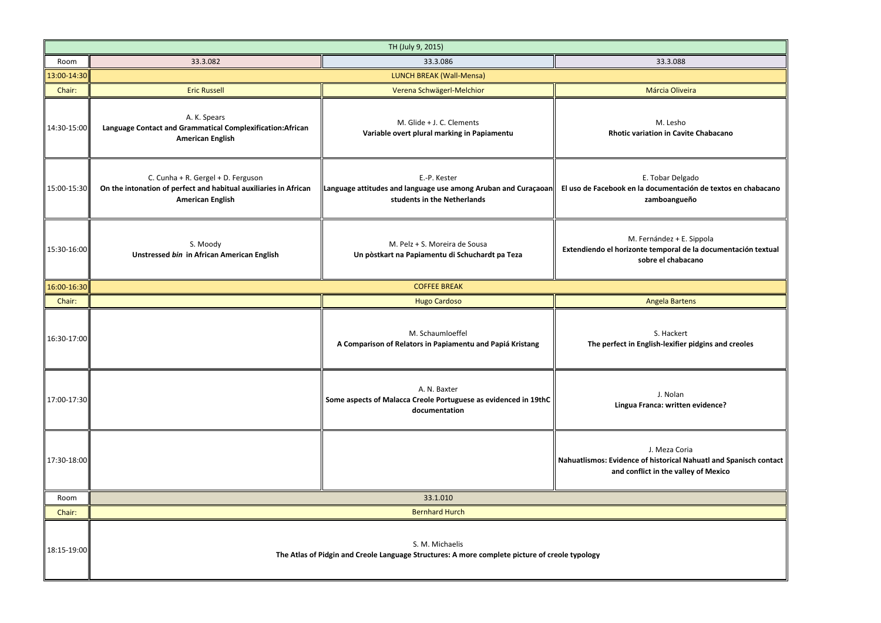| TH (July 9, 2015) | | | |
|---|---|---|---|
| Room | 33.3.082 | 33.3.086 | 33.3.088 |
| 13:00-14:30 | LUNCH BREAK (Wall-Mensa) | | |
| Chair: | Eric Russell | Verena Schwägerl-Melchior | Márcia Oliveira |
| 14:30-15:00 | A. K. Spears **Language Contact and Grammatical Complexification:African American English** | M. Glide + J. C. Clements **Variable overt plural marking in Papiamentu** | M. Lesho **Rhotic variation in Cavite Chabacano** |
| 15:00-15:30 | C. Cunha + R. Gergel + D. Ferguson **On the intonation of perfect and habitual auxiliaries in African American English** | E.-P. Kester **Language attitudes and language use among Aruban and Curaçaoan students in the Netherlands** | E. Tobar Delgado **El uso de Facebook en la documentación de textos en chabacano zamboangueño** |
| 15:30-16:00 | S. Moody **Unstressed *bin* in African American English** | M. Pelz + S. Moreira de Sousa **Un pòstkart na Papiamentu di Schuchardt pa Teza** | M. Fernández + E. Sippola **Extendiendo el horizonte temporal de la documentación textual sobre el chabacano** |
| 16:00-16:30 | COFFEE BREAK | | |
| Chair: | | Hugo Cardoso | Angela Bartens |
| 16:30-17:00 | | M. Schaumloeffel **A Comparison of Relators in Papiamentu and Papiá Kristang** | S. Hackert **The perfect in English-lexifier pidgins and creoles** |
| 17:00-17:30 | | A. N. Baxter **Some aspects of Malacca Creole Portuguese as evidenced in 19thC documentation** | J. Nolan **Lingua Franca: written evidence?** |
| 17:30-18:00 | | | J. Meza Coria **Nahuatlismos: Evidence of historical Nahuatl and Spanisch contact and conflict in the valley of Mexico** |
| Room | 33.1.010 | | |
| Chair: | Bernhard Hurch | | |
| 18:15-19:00 | S. M. Michaelis **The Atlas of Pidgin and Creole Language Structures: A more complete picture of creole typology** | | |